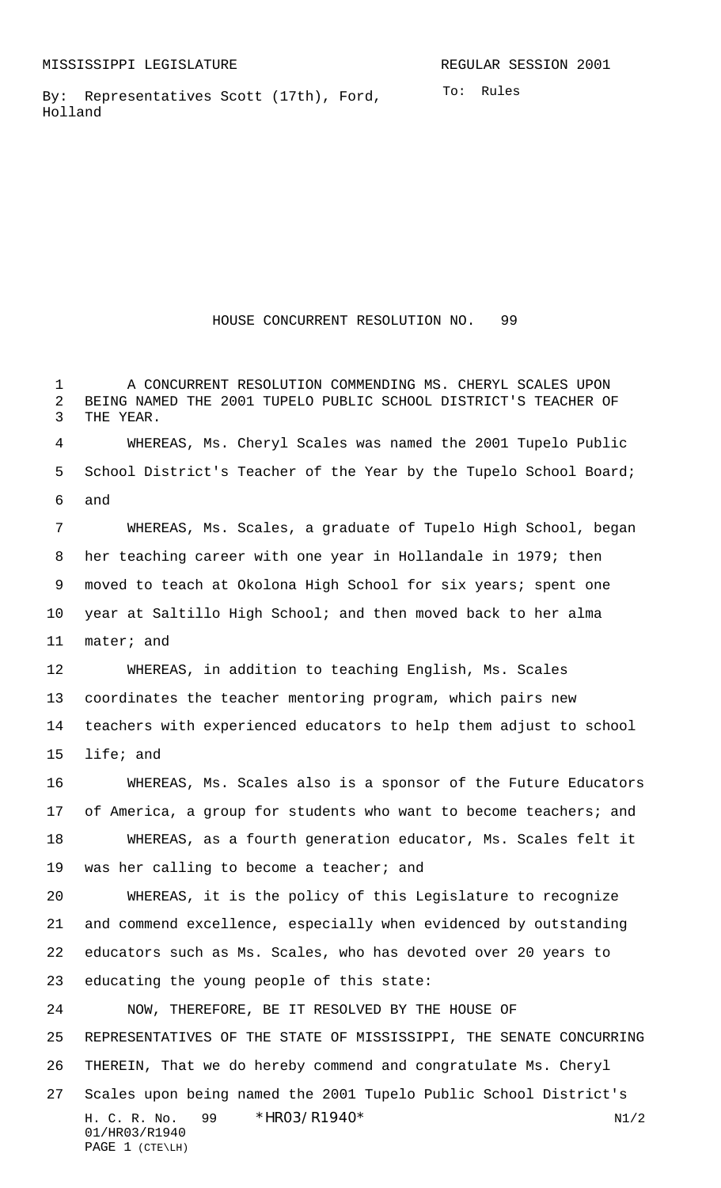MISSISSIPPI LEGISLATURE REGULAR SESSION 2001

By: Representatives Scott (17th), Ford, Holland

To: Rules

# HOUSE CONCURRENT RESOLUTION NO. 99

A CONCURRENT RESOLUTION COMMENDING MS. CHERYL SCALES UPON BEING NAMED THE 2001 TUPELO PUBLIC SCHOOL DISTRICT'S TEACHER OF THE YEAR.

WHEREAS, Ms. Cheryl Scales was named the 2001 Tupelo Public School District's Teacher of the Year by the Tupelo School Board; and

WHEREAS, Ms. Scales, a graduate of Tupelo High School, began her teaching career with one year in Hollandale in 1979; then moved to teach at Okolona High School for six years; spent one year at Saltillo High School; and then moved back to her alma mater; and

WHEREAS, in addition to teaching English, Ms. Scales coordinates the teacher mentoring program, which pairs new teachers with experienced educators to help them adjust to school life; and

WHEREAS, Ms. Scales also is a sponsor of the Future Educators of America, a group for students who want to become teachers; and

WHEREAS, as a fourth generation educator, Ms. Scales felt it was her calling to become a teacher; and

WHEREAS, it is the policy of this Legislature to recognize and commend excellence, especially when evidenced by outstanding educators such as Ms. Scales, who has devoted over 20 years to educating the young people of this state:

NOW, THEREFORE, BE IT RESOLVED BY THE HOUSE OF REPRESENTATIVES OF THE STATE OF MISSISSIPPI, THE SENATE CONCURRING THEREIN, That we do hereby commend and congratulate Ms. Cheryl Scales upon being named the 2001 Tupelo Public School District's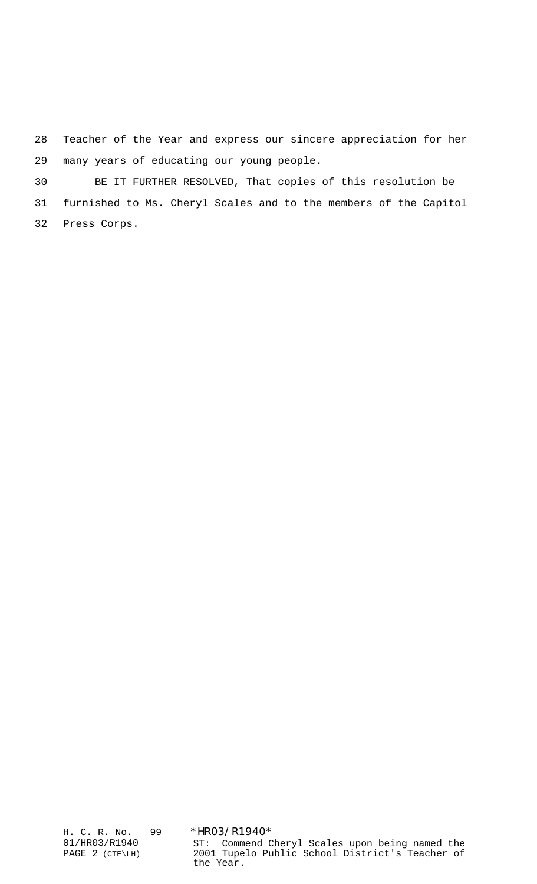Teacher of the Year and express our sincere appreciation for her many years of educating our young people.

BE IT FURTHER RESOLVED, That copies of this resolution be furnished to Ms. Cheryl Scales and to the members of the Capitol Press Corps.